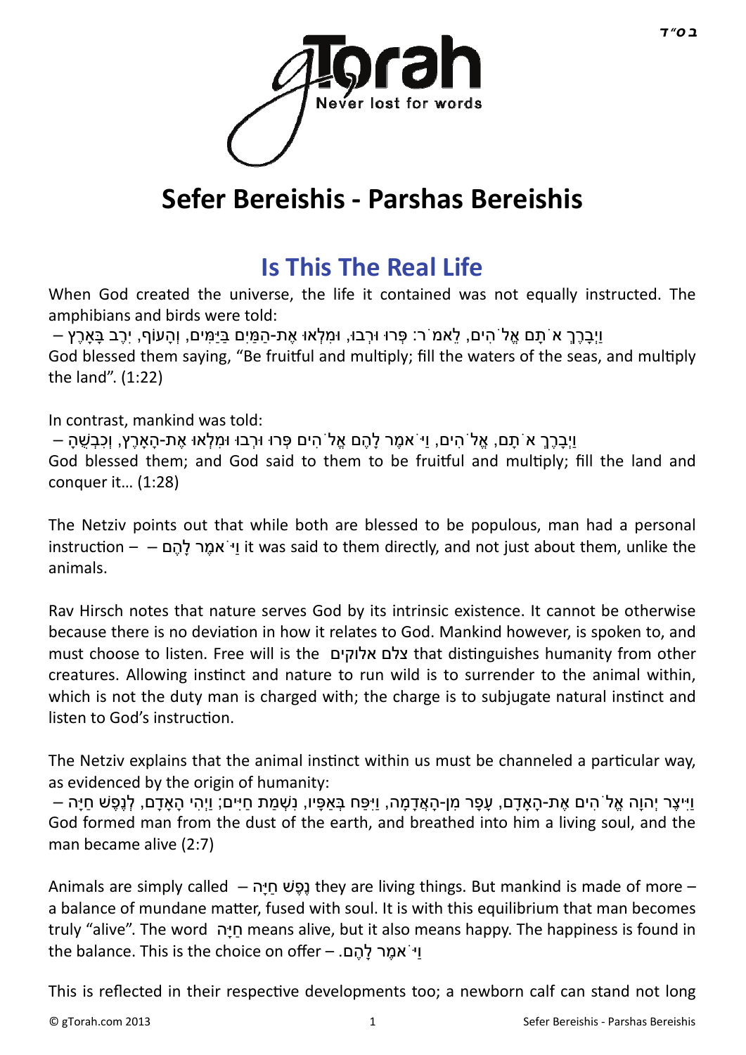בס״ד

# Sefer Bereishis - Parshas Bereishis

## Is This The Real Life

When God created the universe, the life it contained was not equally instructed. The amphibians and birds were told:

וַיְבָרֶךְ אֹתָם אֱלֹהִים, לֵאמֹר: פְּרוּ וּרְבוּ, וּמִלְאוּ אֶת-הַמַּיִם בַּיַּמִּים, וְהָעוֹף, יִרֶב בָּאָרֶץ –
God blessed them saying, "Be fruitful and multiply; fill the waters of the seas, and multiply the land". (1:22)

In contrast, mankind was told:

וַיְבָרֶךְ אֹתָם, אֱלֹהִים, וַיֹּאמֶר לָהֶם אֱלֹהִים פְּרוּ וּרְבוּ וּמִלְאוּ אֶת-הָאָרֶץ, וְכִבְשֻׁהָ –
God blessed them; and God said to them to be fruitful and multiply; fill the land and conquer it… (1:28)

The Netziv points out that while both are blessed to be populous, man had a personal instruction – וַיֹּאמֶר לָהֶם – it was said to them directly, and not just about them, unlike the animals.

Rav Hirsch notes that nature serves God by its intrinsic existence. It cannot be otherwise because there is no deviation in how it relates to God. Mankind however, is spoken to, and must choose to listen. Free will is the צלם אלוקים that distinguishes humanity from other creatures. Allowing instinct and nature to run wild is to surrender to the animal within, which is not the duty man is charged with; the charge is to subjugate natural instinct and listen to God's instruction.

The Netziv explains that the animal instinct within us must be channeled a particular way, as evidenced by the origin of humanity:

וַיִּיצֶר יְהוָה אֱלֹהִים אֶת-הָאָדָם, עָפָר מִן-הָאֲדָמָה, וַיִּפַּח בְּאַפָּיו, נִשְׁמַת חַיִּים; וַיְהִי הָאָדָם, לְנֶפֶשׁ חַיָּה –
God formed man from the dust of the earth, and breathed into him a living soul, and the man became alive (2:7)

Animals are simply called – נֶפֶשׁ חַיָּה they are living things. But mankind is made of more – a balance of mundane matter, fused with soul. It is with this equilibrium that man becomes truly "alive". The word חַיָּה means alive, but it also means happy. The happiness is found in the balance. This is the choice on offer – וַיֹּאמֶר לָהֶם.

This is reflected in their respective developments too; a newborn calf can stand not long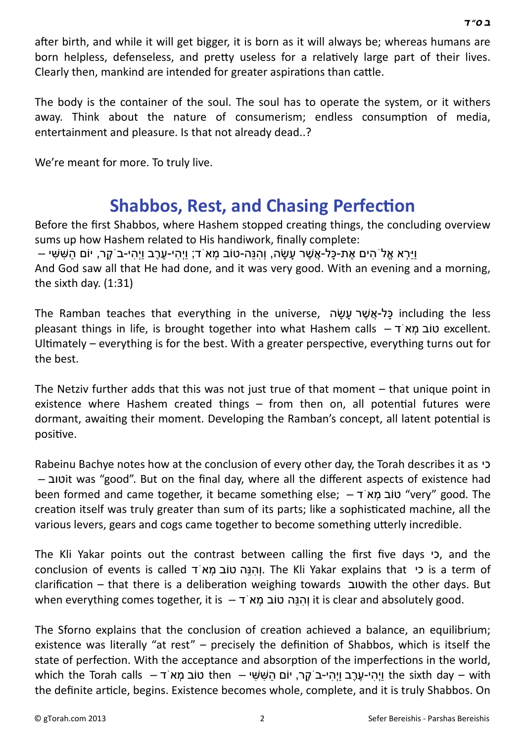after birth, and while it will get bigger, it is born as it will always be; whereas humans are born helpless, defenseless, and pretty useless for a relatively large part of their lives. Clearly then, mankind are intended for greater aspirations than cattle.

The body is the container of the soul. The soul has to operate the system, or it withers away. Think about the nature of consumerism; endless consumption of media, entertainment and pleasure. Is that not already dead..?

We're meant for more. To truly live.

## Shabbos, Rest, and Chasing Perfection

Before the first Shabbos, where Hashem stopped creating things, the concluding overview sums up how Hashem related to His handiwork, finally complete:

וַיַּרְא אֱלֹהִים אֶת-כָּל-אֲשֶׁר עָשָׂה, וְהִנֵּה-טוֹב מְאֹד; וַיְהִי-עֶרֶב וַיְהִי-בֹקֶר, יוֹם הַשִּׁשִּׁי –
And God saw all that He had done, and it was very good. With an evening and a morning, the sixth day. (1:31)

The Ramban teaches that everything in the universe, כָּל-אֲשֶׁר עָשָׂה including the less pleasant things in life, is brought together into what Hashem calls – טוֹב מְאֹד excellent. Ultimately – everything is for the best. With a greater perspective, everything turns out for the best.

The Netziv further adds that this was not just true of that moment – that unique point in existence where Hashem created things – from then on, all potential futures were dormant, awaiting their moment. Developing the Ramban's concept, all latent potential is positive.

Rabeinu Bachye notes how at the conclusion of every other day, the Torah describes it as כי – טוב it was "good". But on the final day, where all the different aspects of existence had been formed and came together, it became something else; – טוֹב מְאֹד "very" good. The creation itself was truly greater than sum of its parts; like a sophisticated machine, all the various levers, gears and cogs came together to become something utterly incredible.

The Kli Yakar points out the contrast between calling the first five days כי, and the conclusion of events is called וְהִנֵּה טוֹב מְאֹד. The Kli Yakar explains that כי is a term of clarification – that there is a deliberation weighing towards טוב with the other days. But when everything comes together, it is – וְהִנֵּה טוֹב מְאֹד it is clear and absolutely good.

The Sforno explains that the conclusion of creation achieved a balance, an equilibrium; existence was literally "at rest" – precisely the definition of Shabbos, which is itself the state of perfection. With the acceptance and absorption of the imperfections in the world, which the Torah calls – טוֹב מְאֹד then – וַיְהִי-עֶרֶב וַיְהִי-בֹקֶר, יוֹם הַשִּׁשִּׁי the sixth day – with the definite article, begins. Existence becomes whole, complete, and it is truly Shabbos. On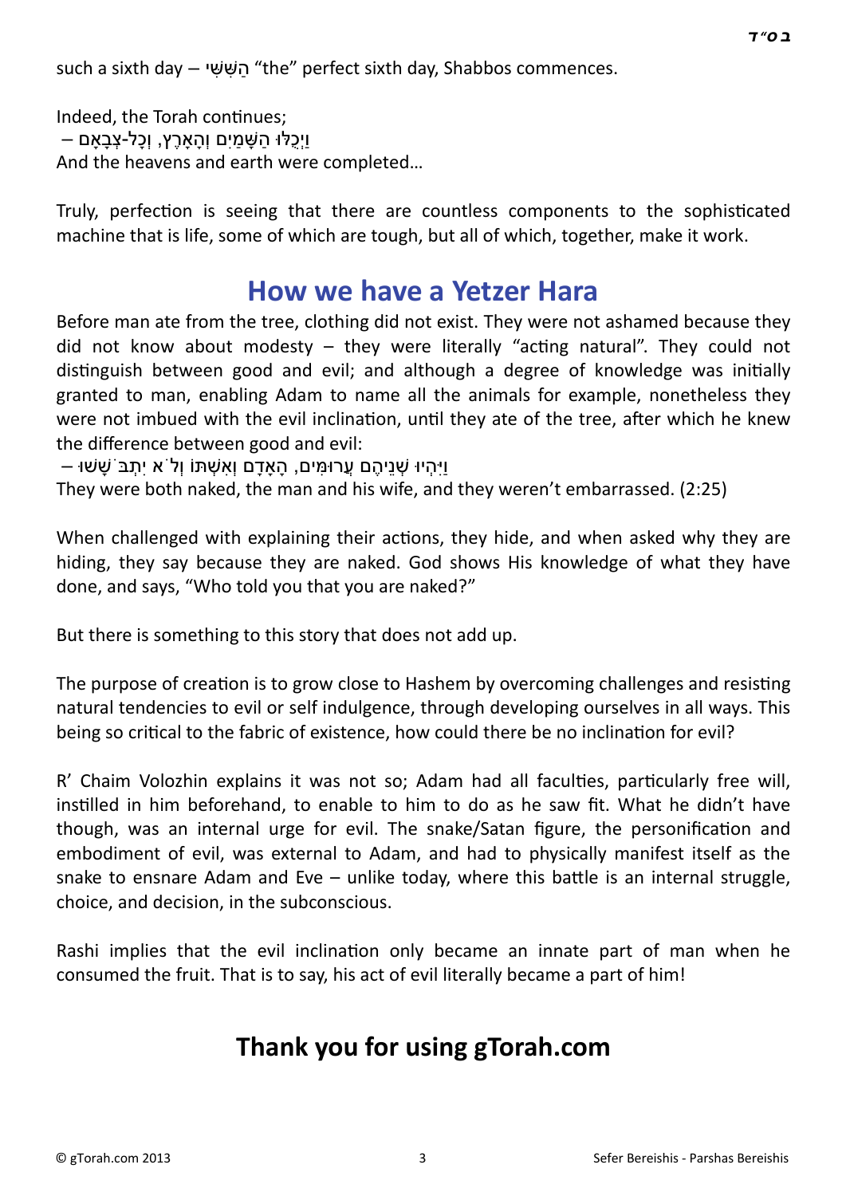such a sixth day – הַשִּׁשִּׁי "the" perfect sixth day, Shabbos commences.

Indeed, the Torah continues;
וַיְכֻלּוּ הַשָּׁמַיִם וְהָאָרֶץ, וְכָל-צְבָאָם –
And the heavens and earth were completed…

Truly, perfection is seeing that there are countless components to the sophisticated machine that is life, some of which are tough, but all of which, together, make it work.

## How we have a Yetzer Hara

Before man ate from the tree, clothing did not exist. They were not ashamed because they did not know about modesty – they were literally "acting natural". They could not distinguish between good and evil; and although a degree of knowledge was initially granted to man, enabling Adam to name all the animals for example, nonetheless they were not imbued with the evil inclination, until they ate of the tree, after which he knew the difference between good and evil:
וַיִּהְיוּ שְׁנֵיהֶם עֲרוּמִּים, הָאָדָם וְאִשְׁתּוֹ וְלֹא יִתְבֹּשָׁשׁוּ –
They were both naked, the man and his wife, and they weren't embarrassed. (2:25)

When challenged with explaining their actions, they hide, and when asked why they are hiding, they say because they are naked. God shows His knowledge of what they have done, and says, "Who told you that you are naked?"

But there is something to this story that does not add up.

The purpose of creation is to grow close to Hashem by overcoming challenges and resisting natural tendencies to evil or self indulgence, through developing ourselves in all ways. This being so critical to the fabric of existence, how could there be no inclination for evil?

R' Chaim Volozhin explains it was not so; Adam had all faculties, particularly free will, instilled in him beforehand, to enable to him to do as he saw fit. What he didn't have though, was an internal urge for evil. The snake/Satan figure, the personification and embodiment of evil, was external to Adam, and had to physically manifest itself as the snake to ensnare Adam and Eve – unlike today, where this battle is an internal struggle, choice, and decision, in the subconscious.

Rashi implies that the evil inclination only became an innate part of man when he consumed the fruit. That is to say, his act of evil literally became a part of him!

## Thank you for using gTorah.com